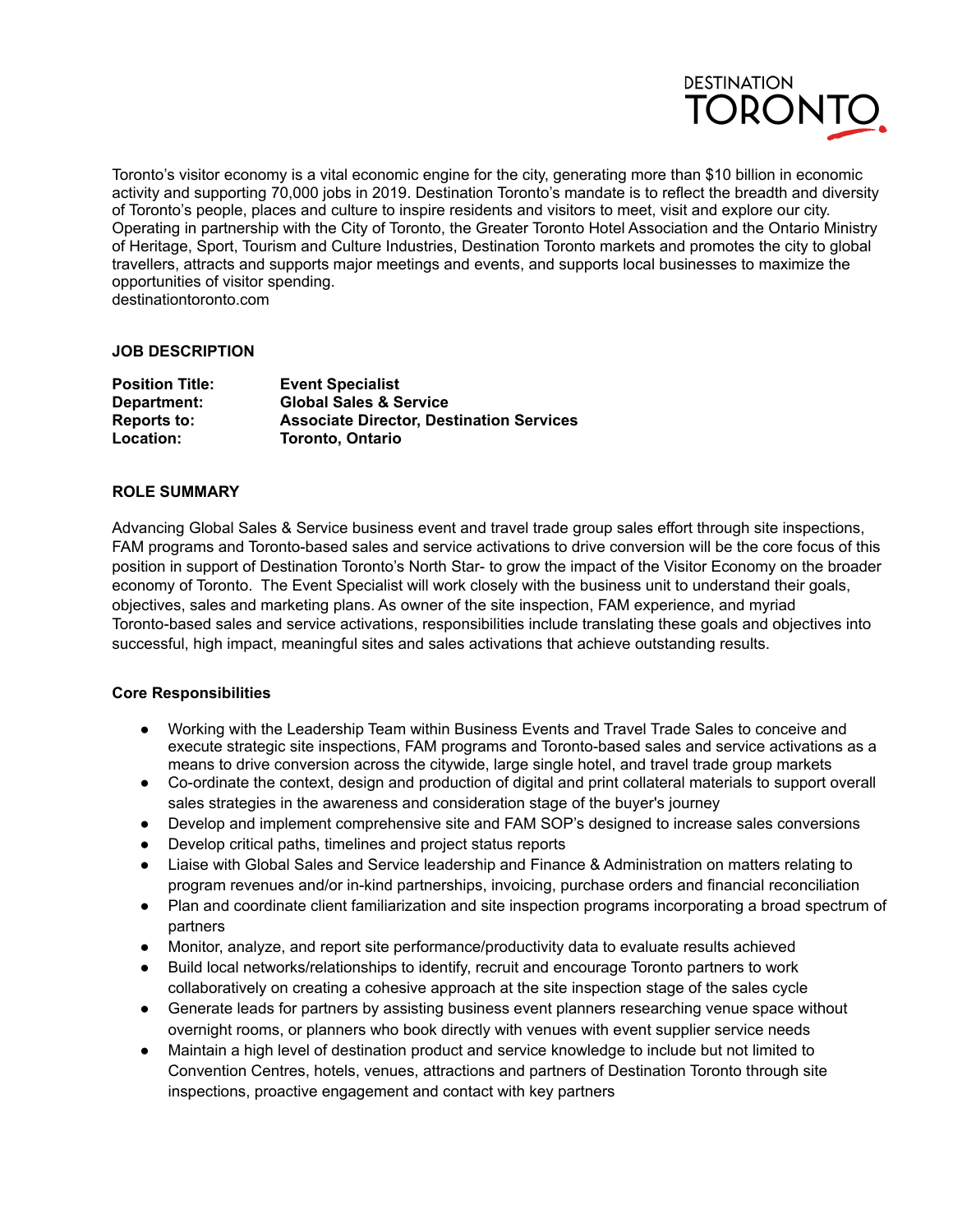DESTINATION TORONTO

Toronto's visitor economy is a vital economic engine for the city, generating more than $10 billion in economic activity and supporting 70,000 jobs in 2019. Destination Toronto's mandate is to reflect the breadth and diversity of Toronto's people, places and culture to inspire residents and visitors to meet, visit and explore our city. Operating in partnership with the City of Toronto, the Greater Toronto Hotel Association and the Ontario Ministry of Heritage, Sport, Tourism and Culture Industries, Destination Toronto markets and promotes the city to global travellers, attracts and supports major meetings and events, and supports local businesses to maximize the opportunities of visitor spending.
destinationtoronto.com

## JOB DESCRIPTION

| | |
|---|---|
| **Position Title:** | **Event Specialist** |
| **Department:** | **Global Sales & Service** |
| **Reports to:** | **Associate Director, Destination Services** |
| **Location:** | **Toronto, Ontario** |

## ROLE SUMMARY

Advancing Global Sales & Service business event and travel trade group sales effort through site inspections, FAM programs and Toronto-based sales and service activations to drive conversion will be the core focus of this position in support of Destination Toronto's North Star- to grow the impact of the Visitor Economy on the broader economy of Toronto. The Event Specialist will work closely with the business unit to understand their goals, objectives, sales and marketing plans. As owner of the site inspection, FAM experience, and myriad Toronto-based sales and service activations, responsibilities include translating these goals and objectives into successful, high impact, meaningful sites and sales activations that achieve outstanding results.

### Core Responsibilities

- Working with the Leadership Team within Business Events and Travel Trade Sales to conceive and execute strategic site inspections, FAM programs and Toronto-based sales and service activations as a means to drive conversion across the citywide, large single hotel, and travel trade group markets
- Co-ordinate the context, design and production of digital and print collateral materials to support overall sales strategies in the awareness and consideration stage of the buyer's journey
- Develop and implement comprehensive site and FAM SOP's designed to increase sales conversions
- Develop critical paths, timelines and project status reports
- Liaise with Global Sales and Service leadership and Finance & Administration on matters relating to program revenues and/or in-kind partnerships, invoicing, purchase orders and financial reconciliation
- Plan and coordinate client familiarization and site inspection programs incorporating a broad spectrum of partners
- Monitor, analyze, and report site performance/productivity data to evaluate results achieved
- Build local networks/relationships to identify, recruit and encourage Toronto partners to work collaboratively on creating a cohesive approach at the site inspection stage of the sales cycle
- Generate leads for partners by assisting business event planners researching venue space without overnight rooms, or planners who book directly with venues with event supplier service needs
- Maintain a high level of destination product and service knowledge to include but not limited to Convention Centres, hotels, venues, attractions and partners of Destination Toronto through site inspections, proactive engagement and contact with key partners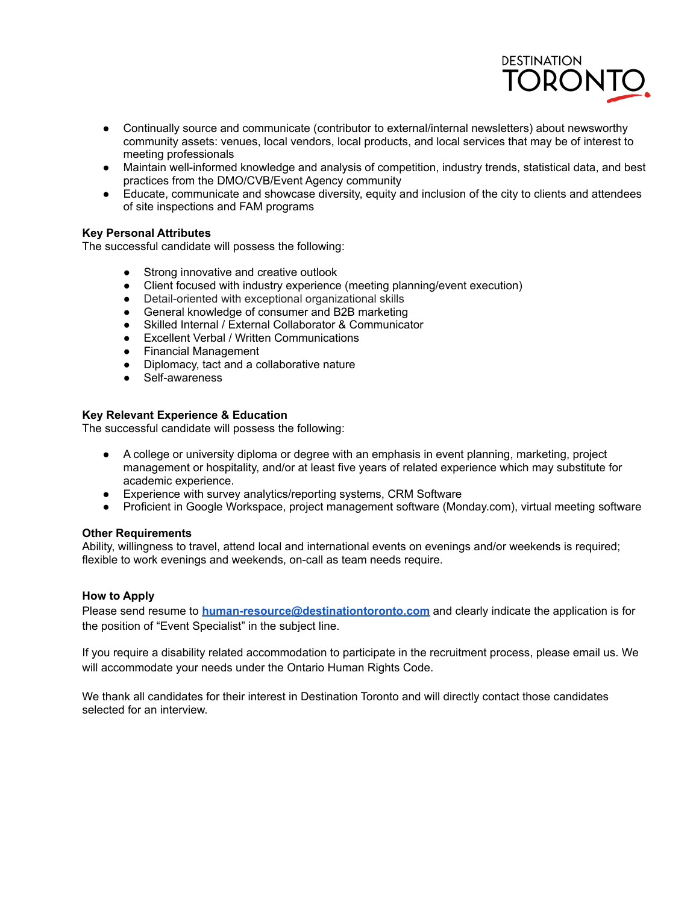- Continually source and communicate (contributor to external/internal newsletters) about newsworthy community assets: venues, local vendors, local products, and local services that may be of interest to meeting professionals
- Maintain well-informed knowledge and analysis of competition, industry trends, statistical data, and best practices from the DMO/CVB/Event Agency community
- Educate, communicate and showcase diversity, equity and inclusion of the city to clients and attendees of site inspections and FAM programs

**Key Personal Attributes**
The successful candidate will possess the following:

- Strong innovative and creative outlook
- Client focused with industry experience (meeting planning/event execution)
- Detail-oriented with exceptional organizational skills
- General knowledge of consumer and B2B marketing
- Skilled Internal / External Collaborator & Communicator
- Excellent Verbal / Written Communications
- Financial Management
- Diplomacy, tact and a collaborative nature
- Self-awareness

**Key Relevant Experience & Education**
The successful candidate will possess the following:

- A college or university diploma or degree with an emphasis in event planning, marketing, project management or hospitality, and/or at least five years of related experience which may substitute for academic experience.
- Experience with survey analytics/reporting systems, CRM Software
- Proficient in Google Workspace, project management software (Monday.com), virtual meeting software

**Other Requirements**
Ability, willingness to travel, attend local and international events on evenings and/or weekends is required; flexible to work evenings and weekends, on-call as team needs require.

**How to Apply**
Please send resume to **human-resource@destinationtoronto.com** and clearly indicate the application is for the position of "Event Specialist" in the subject line.

If you require a disability related accommodation to participate in the recruitment process, please email us. We will accommodate your needs under the Ontario Human Rights Code.

We thank all candidates for their interest in Destination Toronto and will directly contact those candidates selected for an interview.